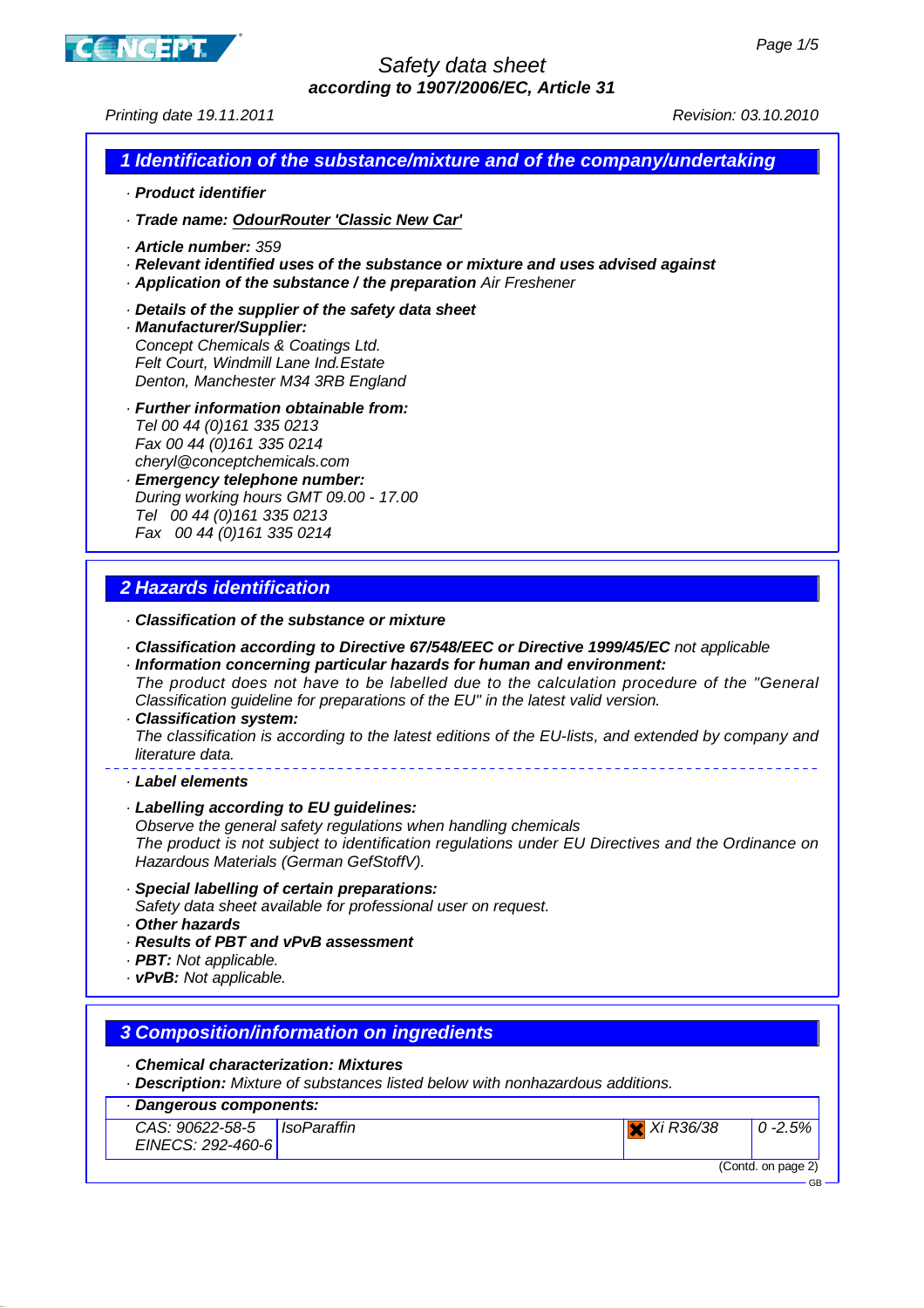# Safety data sheet

**according to 1907/2006/EC, Article 31**

Printing date 19.11.2011 Revision: 03.10.2010

## 1 Identification of the substance/mixture and of the company/undertaking

· **Product identifier**

· **Trade name: OdourRouter 'Classic New Car'**

· **Article number:** 359

· **Relevant identified uses of the substance or mixture and uses advised against**

· **Application of the substance / the preparation** Air Freshener

· **Details of the supplier of the safety data sheet**

· **Manufacturer/Supplier:**
Concept Chemicals & Coatings Ltd.
Felt Court, Windmill Lane Ind.Estate
Denton, Manchester M34 3RB England

· **Further information obtainable from:**
Tel 00 44 (0)161 335 0213
Fax 00 44 (0)161 335 0214
cheryl@conceptchemicals.com

· **Emergency telephone number:**
During working hours GMT 09.00 - 17.00
Tel 00 44 (0)161 335 0213
Fax 00 44 (0)161 335 0214

## 2 Hazards identification

· **Classification of the substance or mixture**

· **Classification according to Directive 67/548/EEC or Directive 1999/45/EC** not applicable

· **Information concerning particular hazards for human and environment:**
The product does not have to be labelled due to the calculation procedure of the "General Classification guideline for preparations of the EU" in the latest valid version.

· **Classification system:**
The classification is according to the latest editions of the EU-lists, and extended by company and literature data.

· **Label elements**

· **Labelling according to EU guidelines:**
Observe the general safety regulations when handling chemicals
The product is not subject to identification regulations under EU Directives and the Ordinance on Hazardous Materials (German GefStoffV).

· **Special labelling of certain preparations:**
Safety data sheet available for professional user on request.

· **Other hazards**

· **Results of PBT and vPvB assessment**

· **PBT:** Not applicable.

· **vPvB:** Not applicable.

## 3 Composition/information on ingredients

· **Chemical characterization: Mixtures**

· **Description:** Mixture of substances listed below with nonhazardous additions.

| · Dangerous components: | | | |
|---|---|---|---|
| CAS: 90622-58-5<br>EINECS: 292-460-6 | IsoParaffin | Xi R36/38 | 0 -2.5% |

(Contd. on page 2)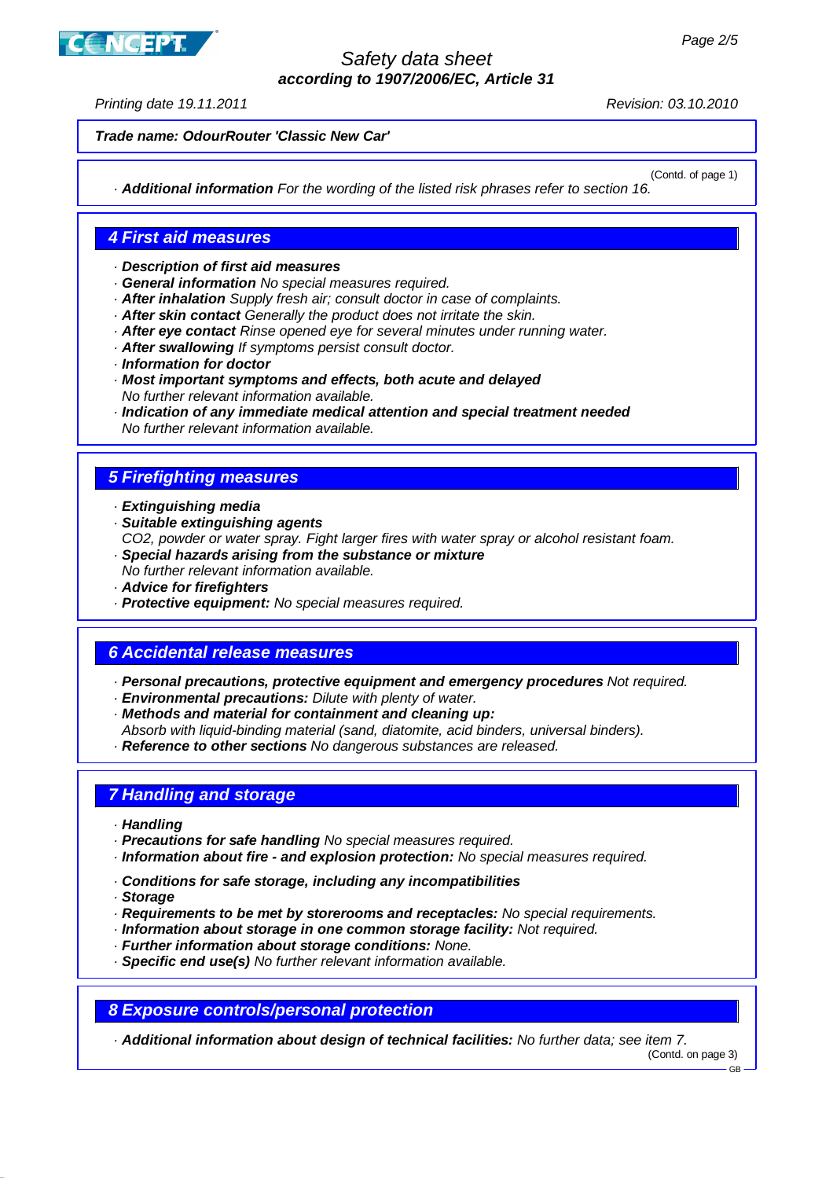**Trade name: OdourRouter 'Classic New Car'**

(Contd. of page 1)

· **Additional information** *For the wording of the listed risk phrases refer to section 16.*

## 4 First aid measures

· **Description of first aid measures**
· **General information** *No special measures required.*
· **After inhalation** *Supply fresh air; consult doctor in case of complaints.*
· **After skin contact** *Generally the product does not irritate the skin.*
· **After eye contact** *Rinse opened eye for several minutes under running water.*
· **After swallowing** *If symptoms persist consult doctor.*
· **Information for doctor**
· **Most important symptoms and effects, both acute and delayed**
*No further relevant information available.*
· **Indication of any immediate medical attention and special treatment needed**
*No further relevant information available.*

## 5 Firefighting measures

· **Extinguishing media**
· **Suitable extinguishing agents**
*CO2, powder or water spray. Fight larger fires with water spray or alcohol resistant foam.*
· **Special hazards arising from the substance or mixture**
*No further relevant information available.*
· **Advice for firefighters**
· **Protective equipment:** *No special measures required.*

## 6 Accidental release measures

· **Personal precautions, protective equipment and emergency procedures** *Not required.*
· **Environmental precautions:** *Dilute with plenty of water.*
· **Methods and material for containment and cleaning up:**
*Absorb with liquid-binding material (sand, diatomite, acid binders, universal binders).*
· **Reference to other sections** *No dangerous substances are released.*

## 7 Handling and storage

· **Handling**
· **Precautions for safe handling** *No special measures required.*
· **Information about fire - and explosion protection:** *No special measures required.*

· **Conditions for safe storage, including any incompatibilities**
· **Storage**
· **Requirements to be met by storerooms and receptacles:** *No special requirements.*
· **Information about storage in one common storage facility:** *Not required.*
· **Further information about storage conditions:** *None.*
· **Specific end use(s)** *No further relevant information available.*

## 8 Exposure controls/personal protection

· **Additional information about design of technical facilities:** *No further data; see item 7.*

(Contd. on page 3)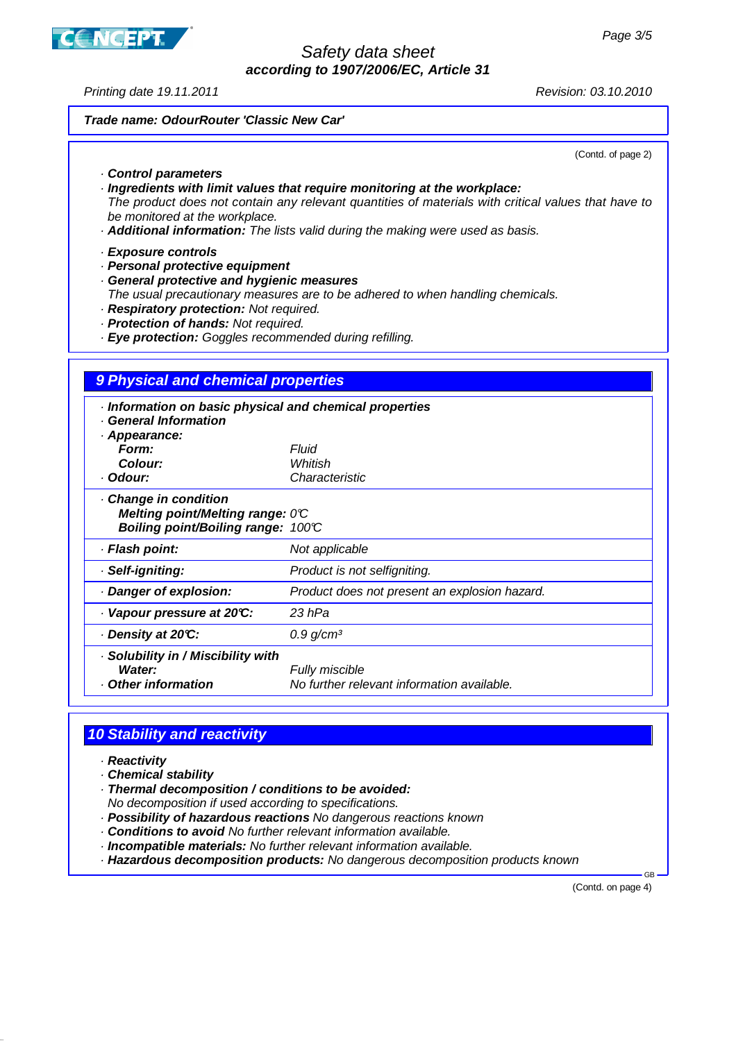Trade name: OdourRouter 'Classic New Car'

(Contd. of page 2)

· **Control parameters**
· **Ingredients with limit values that require monitoring at the workplace:**
The product does not contain any relevant quantities of materials with critical values that have to be monitored at the workplace.
· **Additional information:** The lists valid during the making were used as basis.

· **Exposure controls**
· **Personal protective equipment**
· **General protective and hygienic measures**
The usual precautionary measures are to be adhered to when handling chemicals.
· **Respiratory protection:** Not required.
· **Protection of hands:** Not required.
· **Eye protection:** Goggles recommended during refilling.

## 9 Physical and chemical properties

· **Information on basic physical and chemical properties**
· **General Information**
· **Appearance:**

| | |
|---|---|
| **Form:** | Fluid |
| **Colour:** | Whitish |
| · **Odour:** | Characteristic |
| · **Change in condition** | |
| **Melting point/Melting range:** | 0°C |
| **Boiling point/Boiling range:** | 100°C |
| · **Flash point:** | Not applicable |
| · **Self-igniting:** | Product is not selfigniting. |
| · **Danger of explosion:** | Product does not present an explosion hazard. |
| · **Vapour pressure at 20°C:** | 23 hPa |
| · **Density at 20°C:** | 0.9 g/cm³ |
| · **Solubility in / Miscibility with** | |
| **Water:** | Fully miscible |
| · **Other information** | No further relevant information available. |

## 10 Stability and reactivity

· **Reactivity**
· **Chemical stability**
· **Thermal decomposition / conditions to be avoided:**
No decomposition if used according to specifications.
· **Possibility of hazardous reactions** No dangerous reactions known
· **Conditions to avoid** No further relevant information available.
· **Incompatible materials:** No further relevant information available.
· **Hazardous decomposition products:** No dangerous decomposition products known

(Contd. on page 4)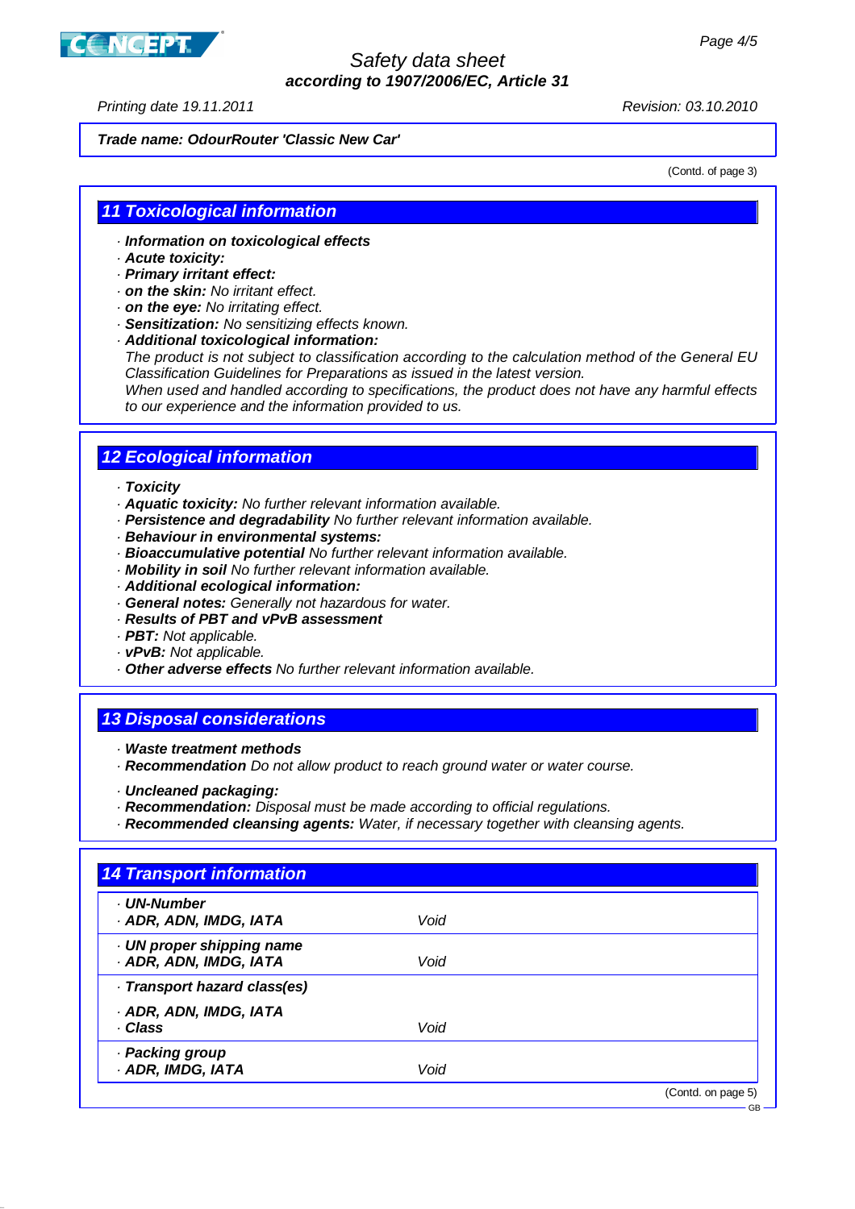**Trade name: OdourRouter 'Classic New Car'**

(Contd. of page 3)

## 11 Toxicological information

- ***Information on toxicological effects***
- ***Acute toxicity:***
- ***Primary irritant effect:***
- ***on the skin:*** *No irritant effect.*
- ***on the eye:*** *No irritating effect.*
- ***Sensitization:*** *No sensitizing effects known.*
- ***Additional toxicological information:***
  *The product is not subject to classification according to the calculation method of the General EU Classification Guidelines for Preparations as issued in the latest version.*
  *When used and handled according to specifications, the product does not have any harmful effects to our experience and the information provided to us.*

## 12 Ecological information

- ***Toxicity***
- ***Aquatic toxicity:*** *No further relevant information available.*
- ***Persistence and degradability*** *No further relevant information available.*
- ***Behaviour in environmental systems:***
- ***Bioaccumulative potential*** *No further relevant information available.*
- ***Mobility in soil*** *No further relevant information available.*
- ***Additional ecological information:***
- ***General notes:*** *Generally not hazardous for water.*
- ***Results of PBT and vPvB assessment***
- ***PBT:*** *Not applicable.*
- ***vPvB:*** *Not applicable.*
- ***Other adverse effects*** *No further relevant information available.*

## 13 Disposal considerations

- ***Waste treatment methods***
- ***Recommendation*** *Do not allow product to reach ground water or water course.*

- ***Uncleaned packaging:***
- ***Recommendation:*** *Disposal must be made according to official regulations.*
- ***Recommended cleansing agents:*** *Water, if necessary together with cleansing agents.*

## 14 Transport information

| | |
|---|---|
| ***· UN-Number*** | |
| ***· ADR, ADN, IMDG, IATA*** | *Void* |
| ***· UN proper shipping name*** | |
| ***· ADR, ADN, IMDG, IATA*** | *Void* |
| ***· Transport hazard class(es)*** | |
| ***· ADR, ADN, IMDG, IATA*** | |
| ***· Class*** | *Void* |
| ***· Packing group*** | |
| ***· ADR, IMDG, IATA*** | *Void* |

(Contd. on page 5)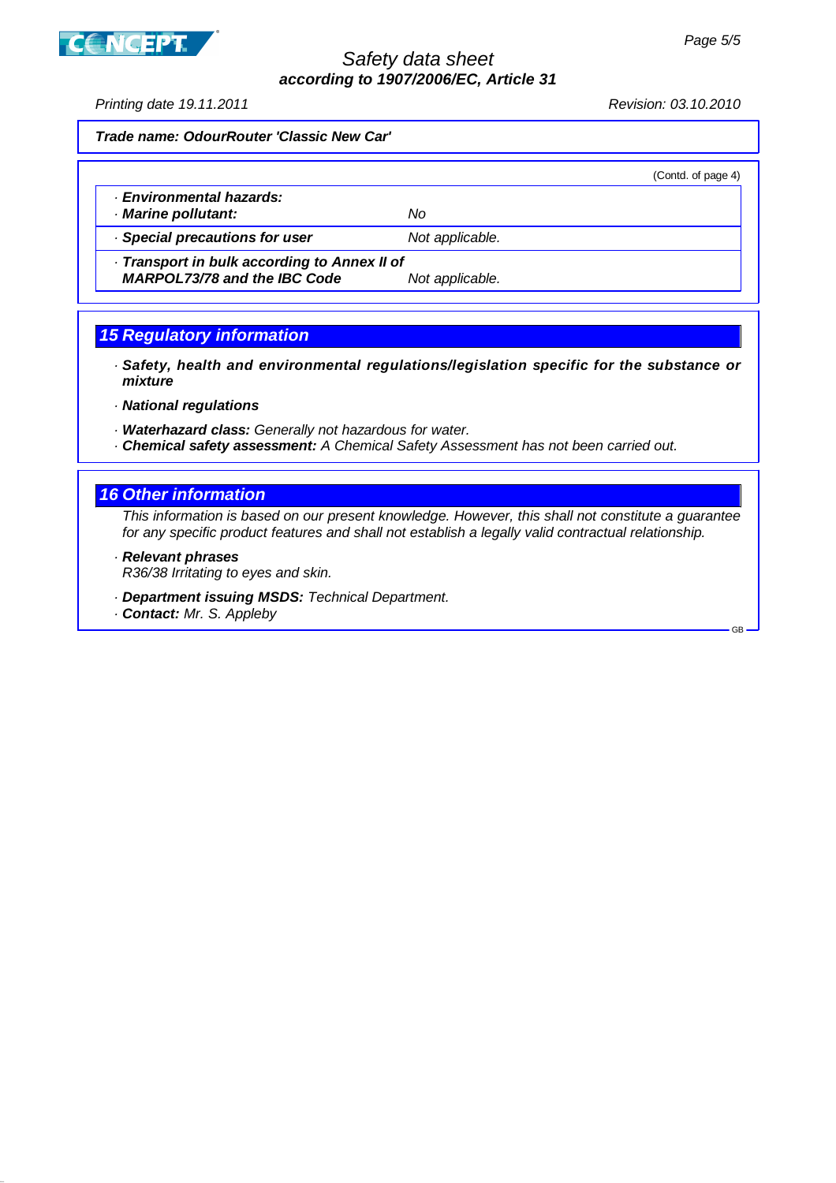(Contd. of page 4)

| | |
|---|---|
| · **Environmental hazards:** | |
| · **Marine pollutant:** | No |
| · **Special precautions for user** | Not applicable. |
| · **Transport in bulk according to Annex II of MARPOL73/78 and the IBC Code** | Not applicable. |

## 15 Regulatory information

· **Safety, health and environmental regulations/legislation specific for the substance or mixture**

· **National regulations**

· **Waterhazard class:** Generally not hazardous for water.
· **Chemical safety assessment:** A Chemical Safety Assessment has not been carried out.

## 16 Other information

This information is based on our present knowledge. However, this shall not constitute a guarantee for any specific product features and shall not establish a legally valid contractual relationship.

· **Relevant phrases**
R36/38 Irritating to eyes and skin.

· **Department issuing MSDS:** Technical Department.
· **Contact:** Mr. S. Appleby